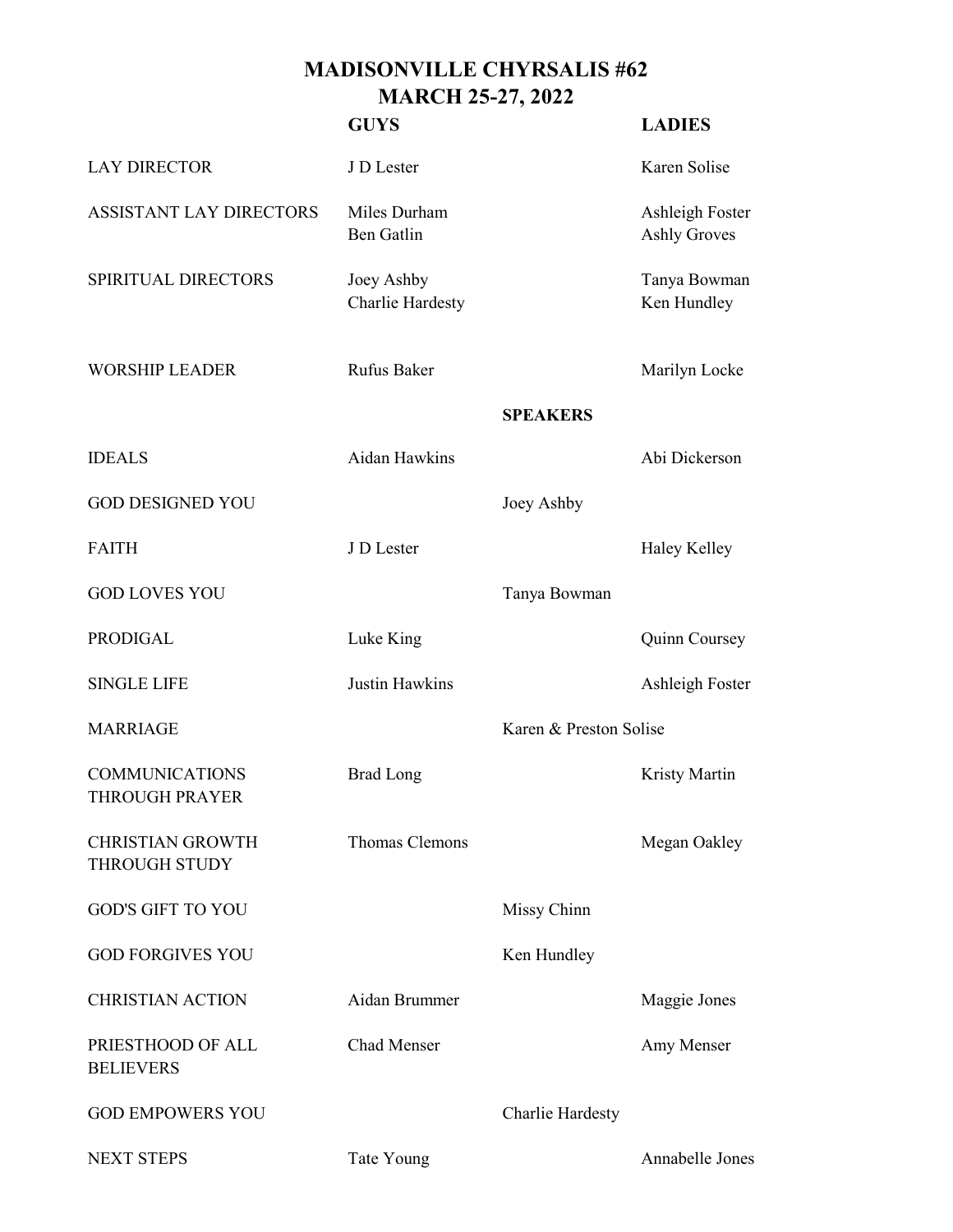# MADISONVILLE CHYRSALIS #62
## MARCH 25-27, 2022

| | GUYS | | LADIES |
|---|---|---|---|
| LAY DIRECTOR | J D Lester | | Karen Solise |
| ASSISTANT LAY DIRECTORS | Miles Durham<br>Ben Gatlin | | Ashleigh Foster<br>Ashly Groves |
| SPIRITUAL DIRECTORS | Joey Ashby<br>Charlie Hardesty | | Tanya Bowman<br>Ken Hundley |
| WORSHIP LEADER | Rufus Baker | | Marilyn Locke |
| | | **SPEAKERS** | |
| IDEALS | Aidan Hawkins | | Abi Dickerson |
| GOD DESIGNED YOU | | Joey Ashby | |
| FAITH | J D Lester | | Haley Kelley |
| GOD LOVES YOU | | Tanya Bowman | |
| PRODIGAL | Luke King | | Quinn Coursey |
| SINGLE LIFE | Justin Hawkins | | Ashleigh Foster |
| MARRIAGE | | Karen & Preston Solise | |
| COMMUNICATIONS THROUGH PRAYER | Brad Long | | Kristy Martin |
| CHRISTIAN GROWTH THROUGH STUDY | Thomas Clemons | | Megan Oakley |
| GOD'S GIFT TO YOU | | Missy Chinn | |
| GOD FORGIVES YOU | | Ken Hundley | |
| CHRISTIAN ACTION | Aidan Brummer | | Maggie Jones |
| PRIESTHOOD OF ALL BELIEVERS | Chad Menser | | Amy Menser |
| GOD EMPOWERS YOU | | Charlie Hardesty | |
| NEXT STEPS | Tate Young | | Annabelle Jones |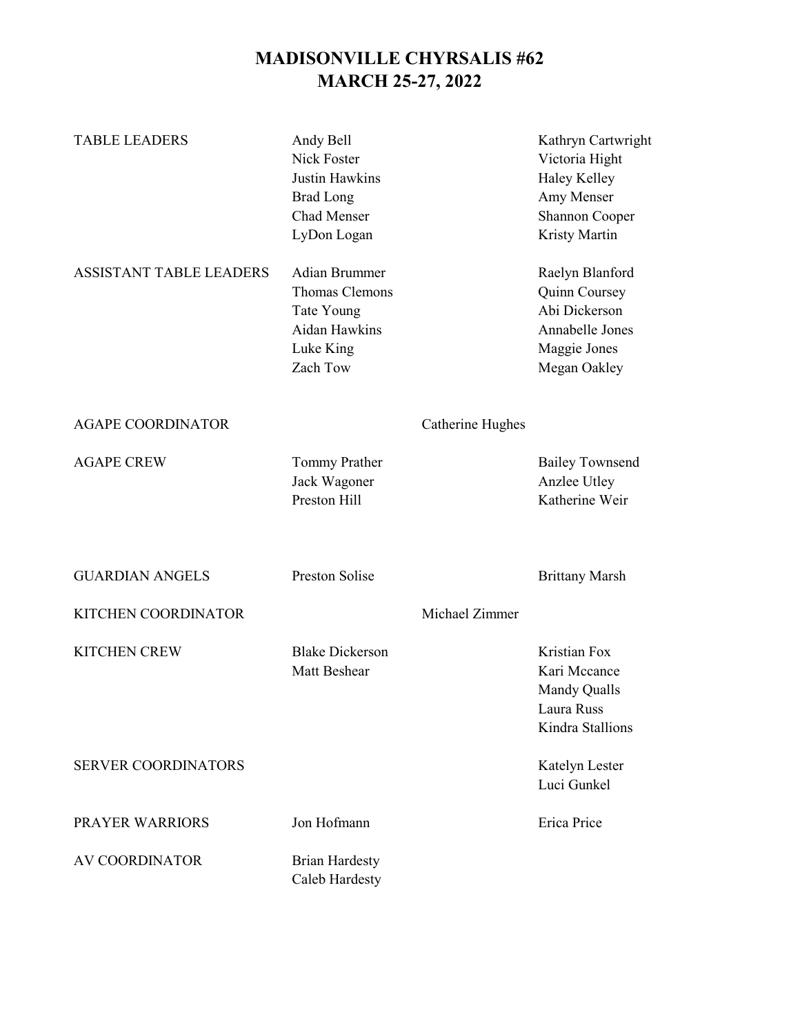# MADISONVILLE CHYRSALIS #62
# MARCH 25-27, 2022

| | | | |
|---|---|---|---|
| TABLE LEADERS | Andy Bell | | Kathryn Cartwright |
| | Nick Foster | | Victoria Hight |
| | Justin Hawkins | | Haley Kelley |
| | Brad Long | | Amy Menser |
| | Chad Menser | | Shannon Cooper |
| | LyDon Logan | | Kristy Martin |
| ASSISTANT TABLE LEADERS | Adian Brummer | | Raelyn Blanford |
| | Thomas Clemons | | Quinn Coursey |
| | Tate Young | | Abi Dickerson |
| | Aidan Hawkins | | Annabelle Jones |
| | Luke King | | Maggie Jones |
| | Zach Tow | | Megan Oakley |
| AGAPE COORDINATOR | | Catherine Hughes | |
| AGAPE CREW | Tommy Prather | | Bailey Townsend |
| | Jack Wagoner | | Anzlee Utley |
| | Preston Hill | | Katherine Weir |
| GUARDIAN ANGELS | Preston Solise | | Brittany Marsh |
| KITCHEN COORDINATOR | | Michael Zimmer | |
| KITCHEN CREW | Blake Dickerson | | Kristian Fox |
| | Matt Beshear | | Kari Mccance |
| | | | Mandy Qualls |
| | | | Laura Russ |
| | | | Kindra Stallions |
| SERVER COORDINATORS | | | Katelyn Lester |
| | | | Luci Gunkel |
| PRAYER WARRIORS | Jon Hofmann | | Erica Price |
| AV COORDINATOR | Brian Hardesty | | |
| | Caleb Hardesty | | |